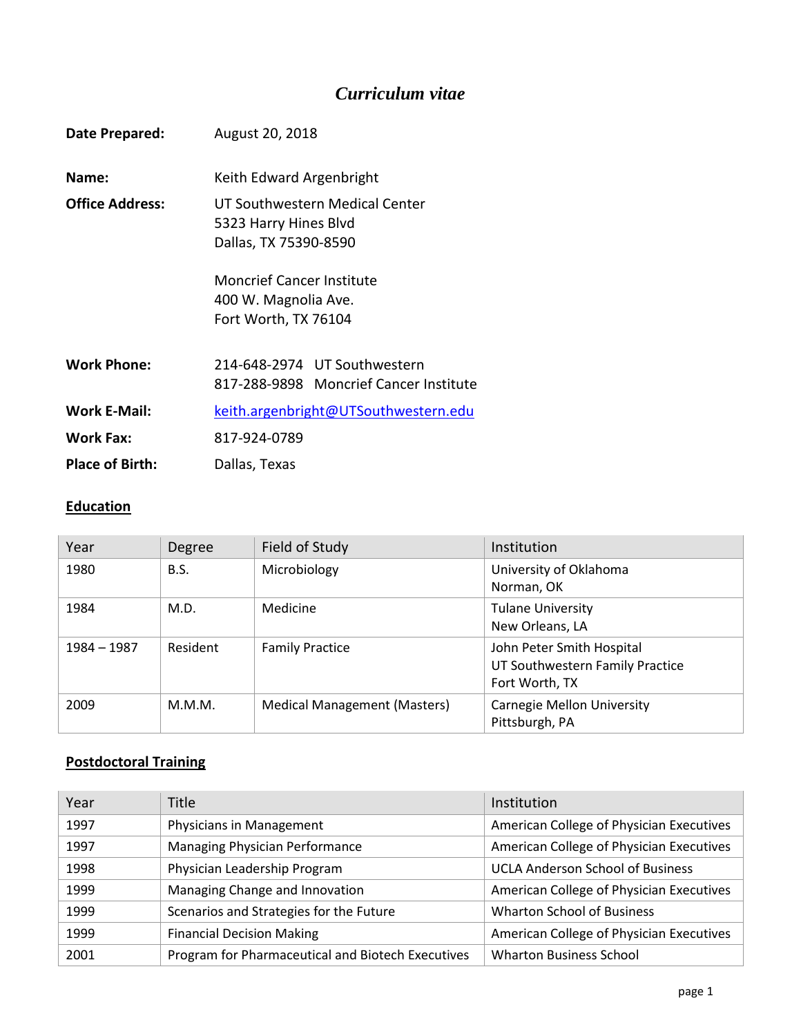# *Curriculum vitae*

**Date Prepared:** August 20, 2018

**Name:** Keith Edward Argenbright

**Office Address:** UT Southwestern Medical Center
5323 Harry Hines Blvd
Dallas, TX 75390-8590

Moncrief Cancer Institute
400 W. Magnolia Ave.
Fort Worth, TX 76104

**Work Phone:** 214-648-2974 UT Southwestern
817-288-9898 Moncrief Cancer Institute

**Work E-Mail:** keith.argenbright@UTSouthwestern.edu

**Work Fax:** 817-924-0789

**Place of Birth:** Dallas, Texas

## Education

| Year | Degree | Field of Study | Institution |
|---|---|---|---|
| 1980 | B.S. | Microbiology | University of Oklahoma<br>Norman, OK |
| 1984 | M.D. | Medicine | Tulane University<br>New Orleans, LA |
| 1984 – 1987 | Resident | Family Practice | John Peter Smith Hospital<br>UT Southwestern Family Practice<br>Fort Worth, TX |
| 2009 | M.M.M. | Medical Management (Masters) | Carnegie Mellon University<br>Pittsburgh, PA |

## Postdoctoral Training

| Year | Title | Institution |
|---|---|---|
| 1997 | Physicians in Management | American College of Physician Executives |
| 1997 | Managing Physician Performance | American College of Physician Executives |
| 1998 | Physician Leadership Program | UCLA Anderson School of Business |
| 1999 | Managing Change and Innovation | American College of Physician Executives |
| 1999 | Scenarios and Strategies for the Future | Wharton School of Business |
| 1999 | Financial Decision Making | American College of Physician Executives |
| 2001 | Program for Pharmaceutical and Biotech Executives | Wharton Business School |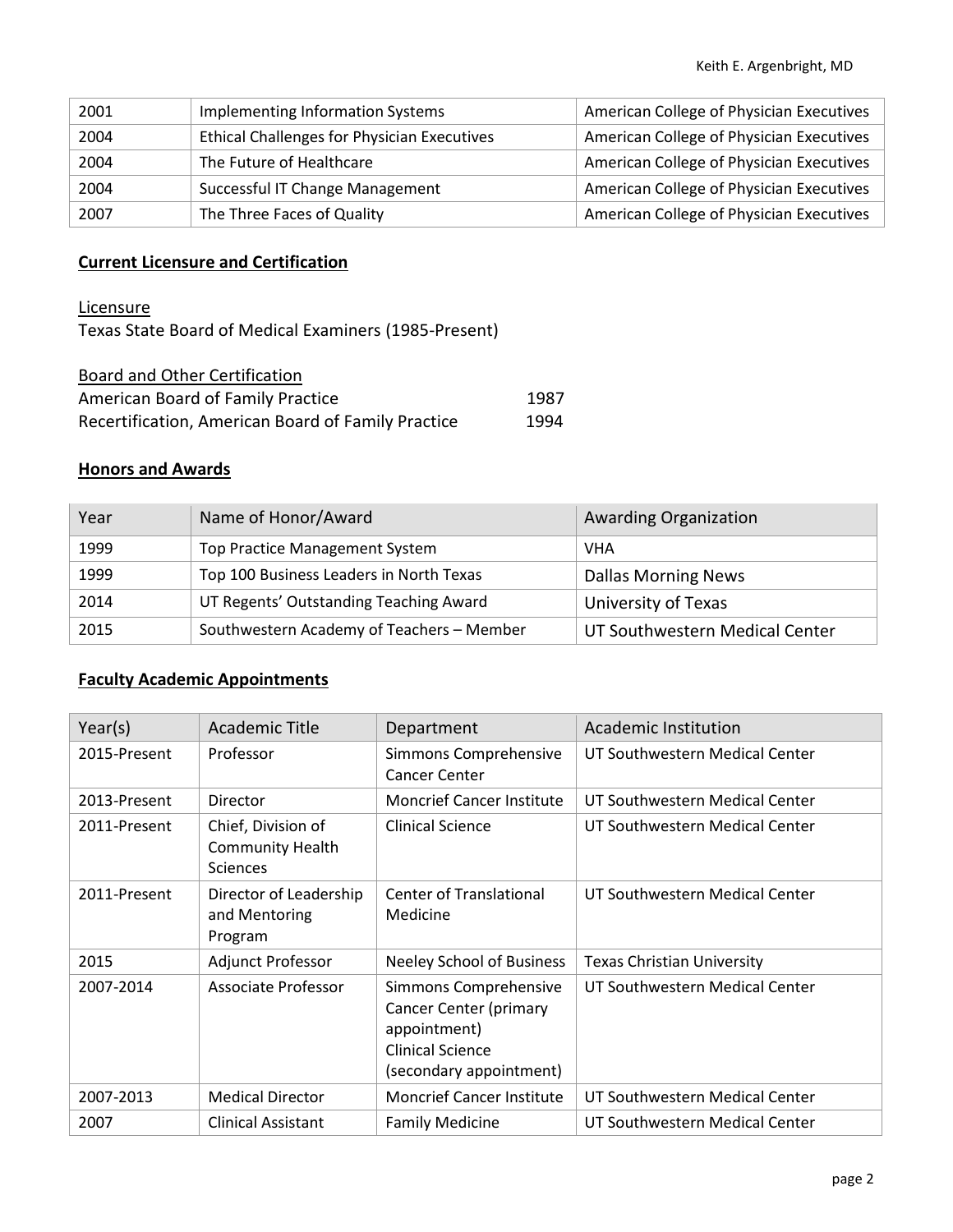| | | |
|---|---|---|
| 2001 | Implementing Information Systems | American College of Physician Executives |
| 2004 | Ethical Challenges for Physician Executives | American College of Physician Executives |
| 2004 | The Future of Healthcare | American College of Physician Executives |
| 2004 | Successful IT Change Management | American College of Physician Executives |
| 2007 | The Three Faces of Quality | American College of Physician Executives |

## Current Licensure and Certification

Licensure

Texas State Board of Medical Examiners (1985-Present)

Board and Other Certification

| | |
|---|---|
| American Board of Family Practice | 1987 |
| Recertification, American Board of Family Practice | 1994 |

## Honors and Awards

| Year | Name of Honor/Award | Awarding Organization |
|---|---|---|
| 1999 | Top Practice Management System | VHA |
| 1999 | Top 100 Business Leaders in North Texas | Dallas Morning News |
| 2014 | UT Regents' Outstanding Teaching Award | University of Texas |
| 2015 | Southwestern Academy of Teachers – Member | UT Southwestern Medical Center |

## Faculty Academic Appointments

| Year(s) | Academic Title | Department | Academic Institution |
|---|---|---|---|
| 2015-Present | Professor | Simmons Comprehensive Cancer Center | UT Southwestern Medical Center |
| 2013-Present | Director | Moncrief Cancer Institute | UT Southwestern Medical Center |
| 2011-Present | Chief, Division of Community Health Sciences | Clinical Science | UT Southwestern Medical Center |
| 2011-Present | Director of Leadership and Mentoring Program | Center of Translational Medicine | UT Southwestern Medical Center |
| 2015 | Adjunct Professor | Neeley School of Business | Texas Christian University |
| 2007-2014 | Associate Professor | Simmons Comprehensive Cancer Center (primary appointment) Clinical Science (secondary appointment) | UT Southwestern Medical Center |
| 2007-2013 | Medical Director | Moncrief Cancer Institute | UT Southwestern Medical Center |
| 2007 | Clinical Assistant | Family Medicine | UT Southwestern Medical Center |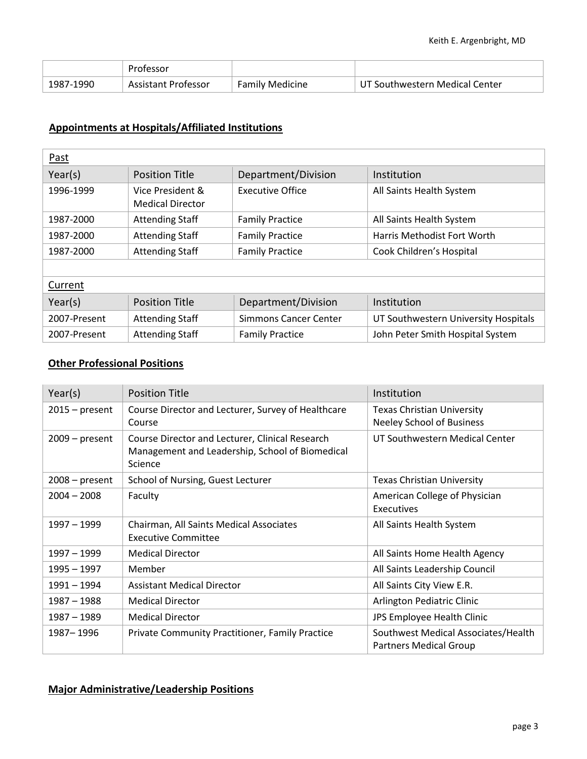| | Professor | | |
|---|---|---|---|
| 1987-1990 | Assistant Professor | Family Medicine | UT Southwestern Medical Center |

## Appointments at Hospitals/Affiliated Institutions

| Past | | | |
|---|---|---|---|
| Year(s) | Position Title | Department/Division | Institution |
| 1996-1999 | Vice President & Medical Director | Executive Office | All Saints Health System |
| 1987-2000 | Attending Staff | Family Practice | All Saints Health System |
| 1987-2000 | Attending Staff | Family Practice | Harris Methodist Fort Worth |
| 1987-2000 | Attending Staff | Family Practice | Cook Children's Hospital |
| | | | |
| Current | | | |
| Year(s) | Position Title | Department/Division | Institution |
| 2007-Present | Attending Staff | Simmons Cancer Center | UT Southwestern University Hospitals |
| 2007-Present | Attending Staff | Family Practice | John Peter Smith Hospital System |

## Other Professional Positions

| Year(s) | Position Title | Institution |
|---|---|---|
| 2015 – present | Course Director and Lecturer, Survey of Healthcare Course | Texas Christian University Neeley School of Business |
| 2009 – present | Course Director and Lecturer, Clinical Research Management and Leadership, School of Biomedical Science | UT Southwestern Medical Center |
| 2008 – present | School of Nursing, Guest Lecturer | Texas Christian University |
| 2004 – 2008 | Faculty | American College of Physician Executives |
| 1997 – 1999 | Chairman, All Saints Medical Associates Executive Committee | All Saints Health System |
| 1997 – 1999 | Medical Director | All Saints Home Health Agency |
| 1995 – 1997 | Member | All Saints Leadership Council |
| 1991 – 1994 | Assistant Medical Director | All Saints City View E.R. |
| 1987 – 1988 | Medical Director | Arlington Pediatric Clinic |
| 1987 – 1989 | Medical Director | JPS Employee Health Clinic |
| 1987– 1996 | Private Community Practitioner, Family Practice | Southwest Medical Associates/Health Partners Medical Group |

## Major Administrative/Leadership Positions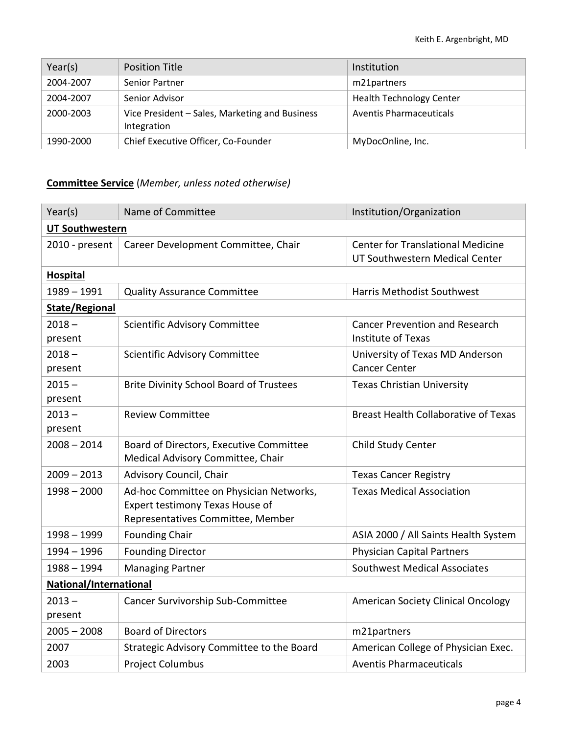| Year(s) | Position Title | Institution |
| --- | --- | --- |
| 2004-2007 | Senior Partner | m21partners |
| 2004-2007 | Senior Advisor | Health Technology Center |
| 2000-2003 | Vice President – Sales, Marketing and Business Integration | Aventis Pharmaceuticals |
| 1990-2000 | Chief Executive Officer, Co-Founder | MyDocOnline, Inc. |

**Committee Service** (*Member, unless noted otherwise)*

| Year(s) | Name of Committee | Institution/Organization |
| --- | --- | --- |
| **UT Southwestern** | | |
| 2010 - present | Career Development Committee, Chair | Center for Translational Medicine UT Southwestern Medical Center |
| **Hospital** | | |
| 1989 – 1991 | Quality Assurance Committee | Harris Methodist Southwest |
| **State/Regional** | | |
| 2018 – present | Scientific Advisory Committee | Cancer Prevention and Research Institute of Texas |
| 2018 – present | Scientific Advisory Committee | University of Texas MD Anderson Cancer Center |
| 2015 – present | Brite Divinity School Board of Trustees | Texas Christian University |
| 2013 – present | Review Committee | Breast Health Collaborative of Texas |
| 2008 – 2014 | Board of Directors, Executive Committee Medical Advisory Committee, Chair | Child Study Center |
| 2009 – 2013 | Advisory Council, Chair | Texas Cancer Registry |
| 1998 – 2000 | Ad-hoc Committee on Physician Networks, Expert testimony Texas House of Representatives Committee, Member | Texas Medical Association |
| 1998 – 1999 | Founding Chair | ASIA 2000 / All Saints Health System |
| 1994 – 1996 | Founding Director | Physician Capital Partners |
| 1988 – 1994 | Managing Partner | Southwest Medical Associates |
| **National/International** | | |
| 2013 – present | Cancer Survivorship Sub-Committee | American Society Clinical Oncology |
| 2005 – 2008 | Board of Directors | m21partners |
| 2007 | Strategic Advisory Committee to the Board | American College of Physician Exec. |
| 2003 | Project Columbus | Aventis Pharmaceuticals |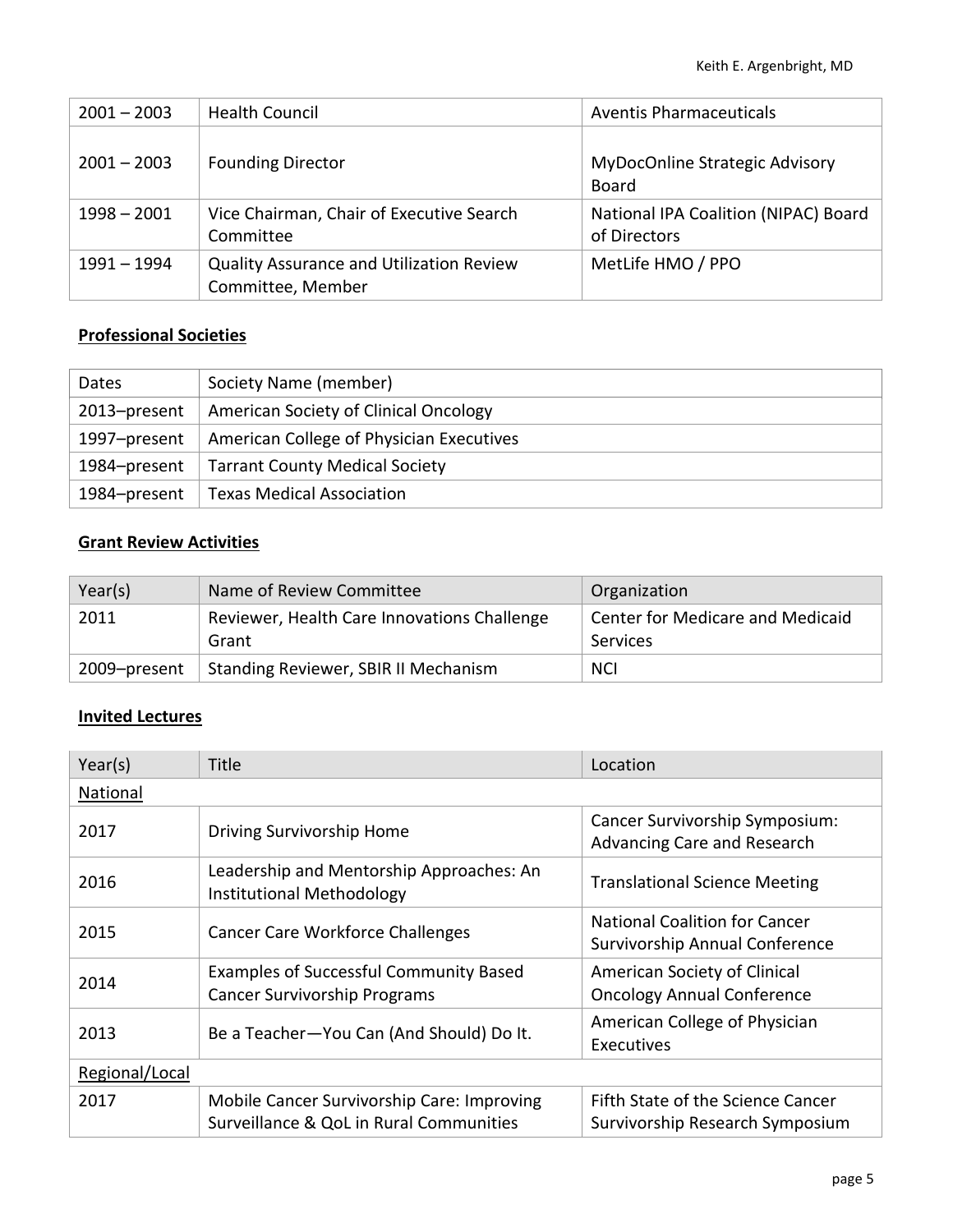| | | |
|---|---|---|
| 2001 – 2003 | Health Council | Aventis Pharmaceuticals |
| 2001 – 2003 | Founding Director | MyDocOnline Strategic Advisory Board |
| 1998 – 2001 | Vice Chairman, Chair of Executive Search Committee | National IPA Coalition (NIPAC) Board of Directors |
| 1991 – 1994 | Quality Assurance and Utilization Review Committee, Member | MetLife HMO / PPO |

**Professional Societies**

| Dates | Society Name (member) |
|---|---|
| 2013–present | American Society of Clinical Oncology |
| 1997–present | American College of Physician Executives |
| 1984–present | Tarrant County Medical Society |
| 1984–present | Texas Medical Association |

**Grant Review Activities**

| Year(s) | Name of Review Committee | Organization |
|---|---|---|
| 2011 | Reviewer, Health Care Innovations Challenge Grant | Center for Medicare and Medicaid Services |
| 2009–present | Standing Reviewer, SBIR II Mechanism | NCI |

**Invited Lectures**

| Year(s) | Title | Location |
|---|---|---|
| National | | |
| 2017 | Driving Survivorship Home | Cancer Survivorship Symposium: Advancing Care and Research |
| 2016 | Leadership and Mentorship Approaches: An Institutional Methodology | Translational Science Meeting |
| 2015 | Cancer Care Workforce Challenges | National Coalition for Cancer Survivorship Annual Conference |
| 2014 | Examples of Successful Community Based Cancer Survivorship Programs | American Society of Clinical Oncology Annual Conference |
| 2013 | Be a Teacher—You Can (And Should) Do It. | American College of Physician Executives |
| Regional/Local | | |
| 2017 | Mobile Cancer Survivorship Care: Improving Surveillance & QoL in Rural Communities | Fifth State of the Science Cancer Survivorship Research Symposium |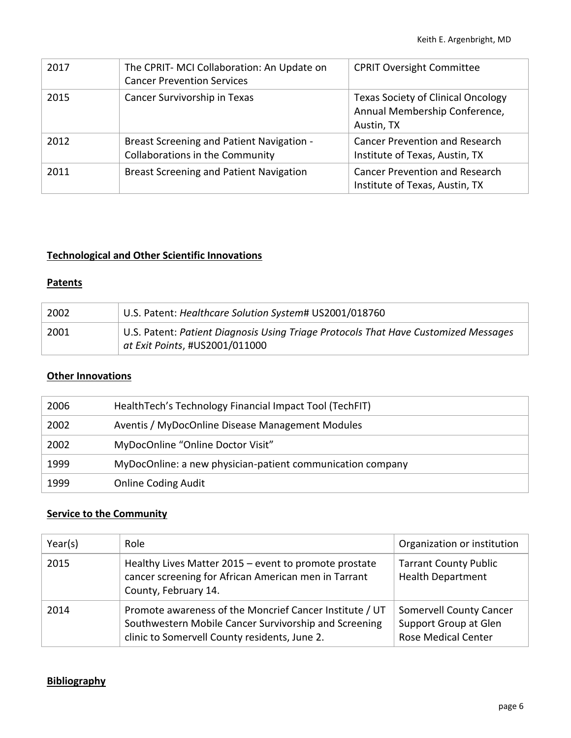| 2017 | The CPRIT- MCI Collaboration: An Update on Cancer Prevention Services | CPRIT Oversight Committee |
|---|---|---|
| 2015 | Cancer Survivorship in Texas | Texas Society of Clinical Oncology Annual Membership Conference, Austin, TX |
| 2012 | Breast Screening and Patient Navigation - Collaborations in the Community | Cancer Prevention and Research Institute of Texas, Austin, TX |
| 2011 | Breast Screening and Patient Navigation | Cancer Prevention and Research Institute of Texas, Austin, TX |

## **Technological and Other Scientific Innovations**

### **Patents**

| 2002 | U.S. Patent: *Healthcare Solution System*# US2001/018760 |
|---|---|
| 2001 | U.S. Patent: *Patient Diagnosis Using Triage Protocols That Have Customized Messages at Exit Points*, #US2001/011000 |

### **Other Innovations**

| 2006 | HealthTech's Technology Financial Impact Tool (TechFIT) |
|---|---|
| 2002 | Aventis / MyDocOnline Disease Management Modules |
| 2002 | MyDocOnline "Online Doctor Visit" |
| 1999 | MyDocOnline: a new physician-patient communication company |
| 1999 | Online Coding Audit |

## **Service to the Community**

| Year(s) | Role | Organization or institution |
|---|---|---|
| 2015 | Healthy Lives Matter 2015 – event to promote prostate cancer screening for African American men in Tarrant County, February 14. | Tarrant County Public Health Department |
| 2014 | Promote awareness of the Moncrief Cancer Institute / UT Southwestern Mobile Cancer Survivorship and Screening clinic to Somervell County residents, June 2. | Somervell County Cancer Support Group at Glen Rose Medical Center |

## **Bibliography**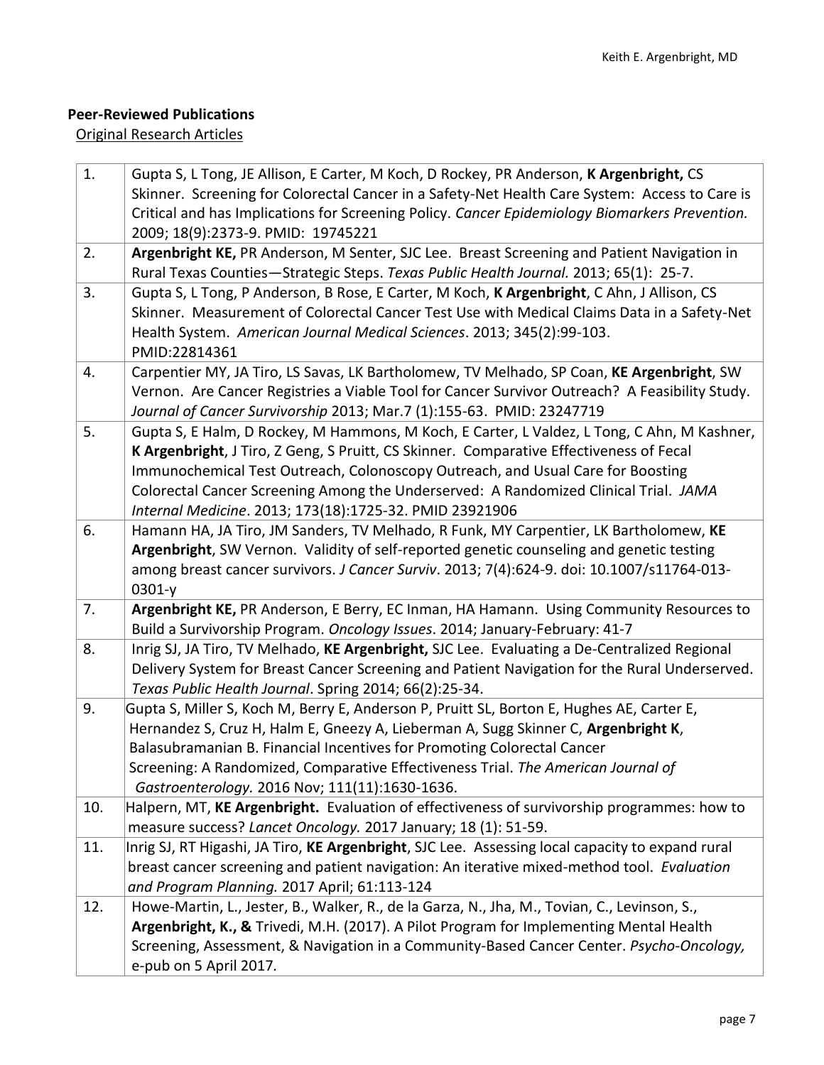## Peer-Reviewed Publications

Original Research Articles

| | |
|---|---|
| 1. | Gupta S, L Tong, JE Allison, E Carter, M Koch, D Rockey, PR Anderson, **K Argenbright,** CS Skinner. Screening for Colorectal Cancer in a Safety-Net Health Care System: Access to Care is Critical and has Implications for Screening Policy. *Cancer Epidemiology Biomarkers Prevention.* 2009; 18(9):2373-9. PMID: 19745221 |
| 2. | **Argenbright KE,** PR Anderson, M Senter, SJC Lee. Breast Screening and Patient Navigation in Rural Texas Counties—Strategic Steps. *Texas Public Health Journal.* 2013; 65(1): 25-7. |
| 3. | Gupta S, L Tong, P Anderson, B Rose, E Carter, M Koch, **K Argenbright**, C Ahn, J Allison, CS Skinner. Measurement of Colorectal Cancer Test Use with Medical Claims Data in a Safety-Net Health System. *American Journal Medical Sciences*. 2013; 345(2):99-103. PMID:22814361 |
| 4. | Carpentier MY, JA Tiro, LS Savas, LK Bartholomew, TV Melhado, SP Coan, **KE Argenbright**, SW Vernon. Are Cancer Registries a Viable Tool for Cancer Survivor Outreach? A Feasibility Study. *Journal of Cancer Survivorship* 2013; Mar.7 (1):155-63. PMID: 23247719 |
| 5. | Gupta S, E Halm, D Rockey, M Hammons, M Koch, E Carter, L Valdez, L Tong, C Ahn, M Kashner, **K Argenbright**, J Tiro, Z Geng, S Pruitt, CS Skinner. Comparative Effectiveness of Fecal Immunochemical Test Outreach, Colonoscopy Outreach, and Usual Care for Boosting Colorectal Cancer Screening Among the Underserved: A Randomized Clinical Trial. *JAMA Internal Medicine*. 2013; 173(18):1725-32. PMID 23921906 |
| 6. | Hamann HA, JA Tiro, JM Sanders, TV Melhado, R Funk, MY Carpentier, LK Bartholomew, **KE Argenbright**, SW Vernon. Validity of self-reported genetic counseling and genetic testing among breast cancer survivors. *J Cancer Surviv*. 2013; 7(4):624-9. doi: 10.1007/s11764-013-0301-y |
| 7. | **Argenbright KE,** PR Anderson, E Berry, EC Inman, HA Hamann. Using Community Resources to Build a Survivorship Program. *Oncology Issues*. 2014; January-February: 41-7 |
| 8. | Inrig SJ, JA Tiro, TV Melhado, **KE Argenbright,** SJC Lee. Evaluating a De-Centralized Regional Delivery System for Breast Cancer Screening and Patient Navigation for the Rural Underserved. *Texas Public Health Journal*. Spring 2014; 66(2):25-34. |
| 9. | Gupta S, Miller S, Koch M, Berry E, Anderson P, Pruitt SL, Borton E, Hughes AE, Carter E, Hernandez S, Cruz H, Halm E, Gneezy A, Lieberman A, Sugg Skinner C, **Argenbright K**, Balasubramanian B. Financial Incentives for Promoting Colorectal Cancer Screening: A Randomized, Comparative Effectiveness Trial. *The American Journal of Gastroenterology.* 2016 Nov; 111(11):1630-1636. |
| 10. | Halpern, MT, **KE Argenbright.** Evaluation of effectiveness of survivorship programmes: how to measure success? *Lancet Oncology.* 2017 January; 18 (1): 51-59. |
| 11. | Inrig SJ, RT Higashi, JA Tiro, **KE Argenbright**, SJC Lee. Assessing local capacity to expand rural breast cancer screening and patient navigation: An iterative mixed-method tool. *Evaluation and Program Planning.* 2017 April; 61:113-124 |
| 12. | Howe-Martin, L., Jester, B., Walker, R., de la Garza, N., Jha, M., Tovian, C., Levinson, S., **Argenbright, K., &** Trivedi, M.H. (2017). A Pilot Program for Implementing Mental Health Screening, Assessment, & Navigation in a Community-Based Cancer Center. *Psycho-Oncology,* e-pub on 5 April 2017. |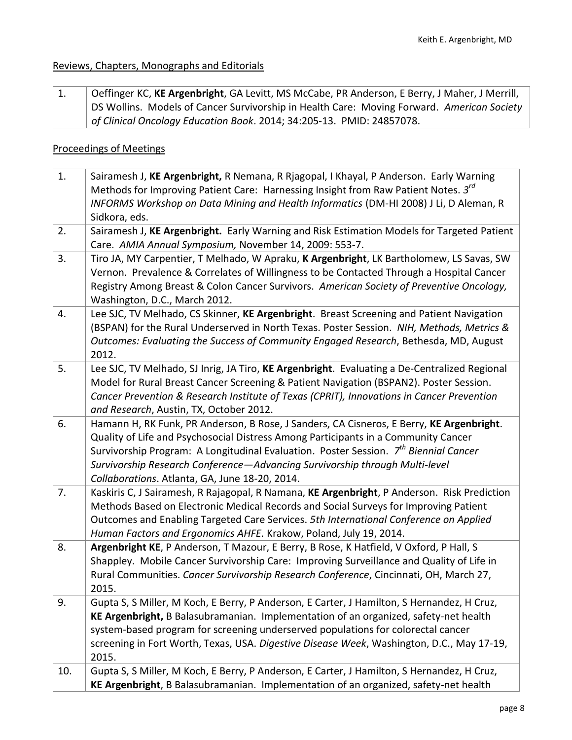Reviews, Chapters, Monographs and Editorials

| | |
|---|---|
| 1. | Oeffinger KC, **KE Argenbright**, GA Levitt, MS McCabe, PR Anderson, E Berry, J Maher, J Merrill, DS Wollins. Models of Cancer Survivorship in Health Care: Moving Forward. *American Society of Clinical Oncology Education Book*. 2014; 34:205-13. PMID: 24857078. |

Proceedings of Meetings

| | |
|---|---|
| 1. | Sairamesh J, **KE Argenbright,** R Nemana, R Rjagopal, I Khayal, P Anderson. Early Warning Methods for Improving Patient Care: Harnessing Insight from Raw Patient Notes. *3rd INFORMS Workshop on Data Mining and Health Informatics* (DM-HI 2008) J Li, D Aleman, R Sidkora, eds. |
| 2. | Sairamesh J, **KE Argenbright.** Early Warning and Risk Estimation Models for Targeted Patient Care. *AMIA Annual Symposium,* November 14, 2009: 553-7. |
| 3. | Tiro JA, MY Carpentier, T Melhado, W Apraku, **K Argenbright**, LK Bartholomew, LS Savas, SW Vernon. Prevalence & Correlates of Willingness to be Contacted Through a Hospital Cancer Registry Among Breast & Colon Cancer Survivors. *American Society of Preventive Oncology,* Washington, D.C., March 2012. |
| 4. | Lee SJC, TV Melhado, CS Skinner, **KE Argenbright**. Breast Screening and Patient Navigation (BSPAN) for the Rural Underserved in North Texas. Poster Session. *NIH, Methods, Metrics & Outcomes: Evaluating the Success of Community Engaged Research*, Bethesda, MD, August 2012. |
| 5. | Lee SJC, TV Melhado, SJ Inrig, JA Tiro, **KE Argenbright**. Evaluating a De-Centralized Regional Model for Rural Breast Cancer Screening & Patient Navigation (BSPAN2). Poster Session. *Cancer Prevention & Research Institute of Texas (CPRIT), Innovations in Cancer Prevention and Research*, Austin, TX, October 2012. |
| 6. | Hamann H, RK Funk, PR Anderson, B Rose, J Sanders, CA Cisneros, E Berry, **KE Argenbright**. Quality of Life and Psychosocial Distress Among Participants in a Community Cancer Survivorship Program: A Longitudinal Evaluation. Poster Session. *7th Biennial Cancer Survivorship Research Conference—Advancing Survivorship through Multi-level Collaborations*. Atlanta, GA, June 18-20, 2014. |
| 7. | Kaskiris C, J Sairamesh, R Rajagopal, R Namana, **KE Argenbright**, P Anderson. Risk Prediction Methods Based on Electronic Medical Records and Social Surveys for Improving Patient Outcomes and Enabling Targeted Care Services. *5th International Conference on Applied Human Factors and Ergonomics AHFE.* Krakow, Poland, July 19, 2014. |
| 8. | **Argenbright KE**, P Anderson, T Mazour, E Berry, B Rose, K Hatfield, V Oxford, P Hall, S Shappley. Mobile Cancer Survivorship Care: Improving Surveillance and Quality of Life in Rural Communities. *Cancer Survivorship Research Conference*, Cincinnati, OH, March 27, 2015. |
| 9. | Gupta S, S Miller, M Koch, E Berry, P Anderson, E Carter, J Hamilton, S Hernandez, H Cruz, **KE Argenbright,** B Balasubramanian. Implementation of an organized, safety-net health system-based program for screening underserved populations for colorectal cancer screening in Fort Worth, Texas, USA. *Digestive Disease Week*, Washington, D.C., May 17-19, 2015. |
| 10. | Gupta S, S Miller, M Koch, E Berry, P Anderson, E Carter, J Hamilton, S Hernandez, H Cruz, **KE Argenbright**, B Balasubramanian. Implementation of an organized, safety-net health |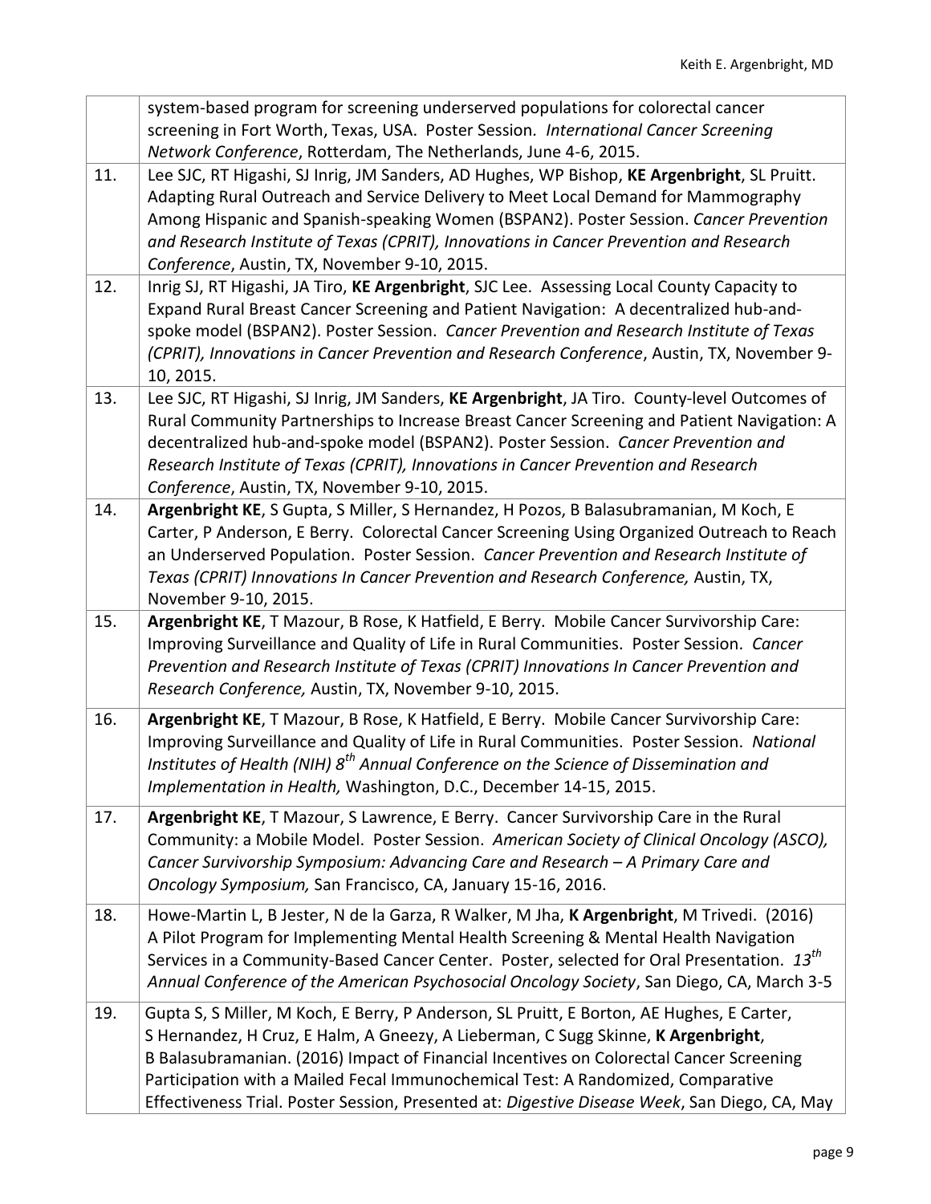| | |
|---|---|
| | system-based program for screening underserved populations for colorectal cancer screening in Fort Worth, Texas, USA. Poster Session. *International Cancer Screening Network Conference*, Rotterdam, The Netherlands, June 4-6, 2015. |
| 11. | Lee SJC, RT Higashi, SJ Inrig, JM Sanders, AD Hughes, WP Bishop, **KE Argenbright**, SL Pruitt. Adapting Rural Outreach and Service Delivery to Meet Local Demand for Mammography Among Hispanic and Spanish-speaking Women (BSPAN2). Poster Session. *Cancer Prevention and Research Institute of Texas (CPRIT), Innovations in Cancer Prevention and Research Conference*, Austin, TX, November 9-10, 2015. |
| 12. | Inrig SJ, RT Higashi, JA Tiro, **KE Argenbright**, SJC Lee. Assessing Local County Capacity to Expand Rural Breast Cancer Screening and Patient Navigation: A decentralized hub-and-spoke model (BSPAN2). Poster Session. *Cancer Prevention and Research Institute of Texas (CPRIT), Innovations in Cancer Prevention and Research Conference*, Austin, TX, November 9-10, 2015. |
| 13. | Lee SJC, RT Higashi, SJ Inrig, JM Sanders, **KE Argenbright**, JA Tiro. County-level Outcomes of Rural Community Partnerships to Increase Breast Cancer Screening and Patient Navigation: A decentralized hub-and-spoke model (BSPAN2). Poster Session. *Cancer Prevention and Research Institute of Texas (CPRIT), Innovations in Cancer Prevention and Research Conference*, Austin, TX, November 9-10, 2015. |
| 14. | **Argenbright KE**, S Gupta, S Miller, S Hernandez, H Pozos, B Balasubramanian, M Koch, E Carter, P Anderson, E Berry. Colorectal Cancer Screening Using Organized Outreach to Reach an Underserved Population. Poster Session. *Cancer Prevention and Research Institute of Texas (CPRIT) Innovations In Cancer Prevention and Research Conference,* Austin, TX, November 9-10, 2015. |
| 15. | **Argenbright KE**, T Mazour, B Rose, K Hatfield, E Berry. Mobile Cancer Survivorship Care: Improving Surveillance and Quality of Life in Rural Communities. Poster Session. *Cancer Prevention and Research Institute of Texas (CPRIT) Innovations In Cancer Prevention and Research Conference,* Austin, TX, November 9-10, 2015. |
| 16. | **Argenbright KE**, T Mazour, B Rose, K Hatfield, E Berry. Mobile Cancer Survivorship Care: Improving Surveillance and Quality of Life in Rural Communities. Poster Session. *National Institutes of Health (NIH) 8th Annual Conference on the Science of Dissemination and Implementation in Health,* Washington, D.C., December 14-15, 2015. |
| 17. | **Argenbright KE**, T Mazour, S Lawrence, E Berry. Cancer Survivorship Care in the Rural Community: a Mobile Model. Poster Session. *American Society of Clinical Oncology (ASCO), Cancer Survivorship Symposium: Advancing Care and Research – A Primary Care and Oncology Symposium,* San Francisco, CA, January 15-16, 2016. |
| 18. | Howe-Martin L, B Jester, N de la Garza, R Walker, M Jha, **K Argenbright**, M Trivedi. (2016) A Pilot Program for Implementing Mental Health Screening & Mental Health Navigation Services in a Community-Based Cancer Center. Poster, selected for Oral Presentation. *13th Annual Conference of the American Psychosocial Oncology Society*, San Diego, CA, March 3-5 |
| 19. | Gupta S, S Miller, M Koch, E Berry, P Anderson, SL Pruitt, E Borton, AE Hughes, E Carter, S Hernandez, H Cruz, E Halm, A Gneezy, A Lieberman, C Sugg Skinne, **K Argenbright**, B Balasubramanian. (2016) Impact of Financial Incentives on Colorectal Cancer Screening Participation with a Mailed Fecal Immunochemical Test: A Randomized, Comparative Effectiveness Trial. Poster Session, Presented at: *Digestive Disease Week*, San Diego, CA, May |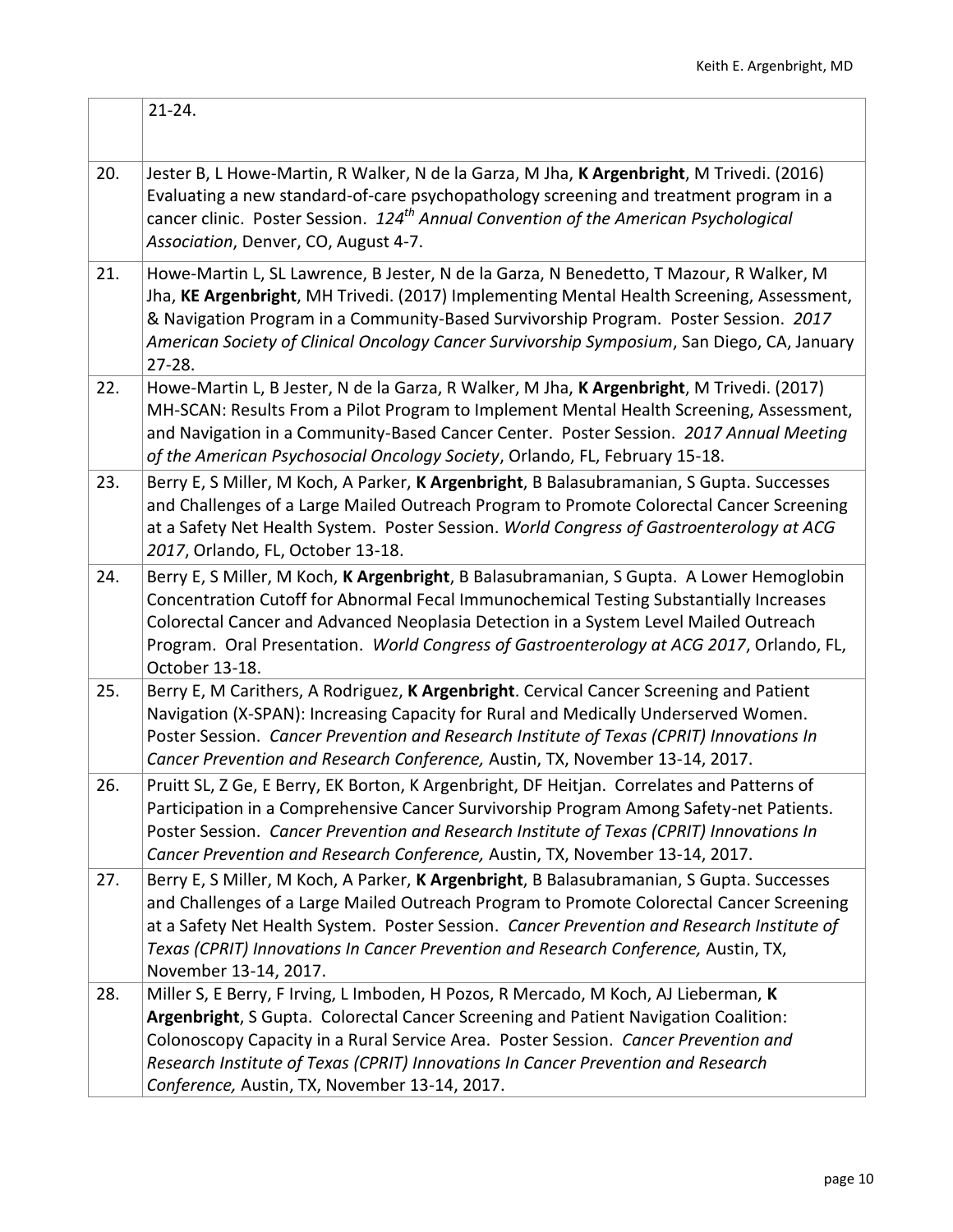| | |
|---|---|
| | 21-24. |
| 20. | Jester B, L Howe-Martin, R Walker, N de la Garza, M Jha, **K Argenbright**, M Trivedi. (2016) Evaluating a new standard-of-care psychopathology screening and treatment program in a cancer clinic. Poster Session. *124th Annual Convention of the American Psychological Association*, Denver, CO, August 4-7. |
| 21. | Howe-Martin L, SL Lawrence, B Jester, N de la Garza, N Benedetto, T Mazour, R Walker, M Jha, **KE Argenbright**, MH Trivedi. (2017) Implementing Mental Health Screening, Assessment, & Navigation Program in a Community-Based Survivorship Program. Poster Session. *2017 American Society of Clinical Oncology Cancer Survivorship Symposium*, San Diego, CA, January 27-28. |
| 22. | Howe-Martin L, B Jester, N de la Garza, R Walker, M Jha, **K Argenbright**, M Trivedi. (2017) MH-SCAN: Results From a Pilot Program to Implement Mental Health Screening, Assessment, and Navigation in a Community-Based Cancer Center. Poster Session. *2017 Annual Meeting of the American Psychosocial Oncology Society*, Orlando, FL, February 15-18. |
| 23. | Berry E, S Miller, M Koch, A Parker, **K Argenbright**, B Balasubramanian, S Gupta. Successes and Challenges of a Large Mailed Outreach Program to Promote Colorectal Cancer Screening at a Safety Net Health System. Poster Session. *World Congress of Gastroenterology at ACG 2017*, Orlando, FL, October 13-18. |
| 24. | Berry E, S Miller, M Koch, **K Argenbright**, B Balasubramanian, S Gupta. A Lower Hemoglobin Concentration Cutoff for Abnormal Fecal Immunochemical Testing Substantially Increases Colorectal Cancer and Advanced Neoplasia Detection in a System Level Mailed Outreach Program. Oral Presentation. *World Congress of Gastroenterology at ACG 2017*, Orlando, FL, October 13-18. |
| 25. | Berry E, M Carithers, A Rodriguez, **K Argenbright**. Cervical Cancer Screening and Patient Navigation (X-SPAN): Increasing Capacity for Rural and Medically Underserved Women. Poster Session. *Cancer Prevention and Research Institute of Texas (CPRIT) Innovations In Cancer Prevention and Research Conference,* Austin, TX, November 13-14, 2017. |
| 26. | Pruitt SL, Z Ge, E Berry, EK Borton, K Argenbright, DF Heitjan. Correlates and Patterns of Participation in a Comprehensive Cancer Survivorship Program Among Safety-net Patients. Poster Session. *Cancer Prevention and Research Institute of Texas (CPRIT) Innovations In Cancer Prevention and Research Conference,* Austin, TX, November 13-14, 2017. |
| 27. | Berry E, S Miller, M Koch, A Parker, **K Argenbright**, B Balasubramanian, S Gupta. Successes and Challenges of a Large Mailed Outreach Program to Promote Colorectal Cancer Screening at a Safety Net Health System. Poster Session. *Cancer Prevention and Research Institute of Texas (CPRIT) Innovations In Cancer Prevention and Research Conference,* Austin, TX, November 13-14, 2017. |
| 28. | Miller S, E Berry, F Irving, L Imboden, H Pozos, R Mercado, M Koch, AJ Lieberman, **K Argenbright**, S Gupta. Colorectal Cancer Screening and Patient Navigation Coalition: Colonoscopy Capacity in a Rural Service Area. Poster Session. *Cancer Prevention and Research Institute of Texas (CPRIT) Innovations In Cancer Prevention and Research Conference,* Austin, TX, November 13-14, 2017. |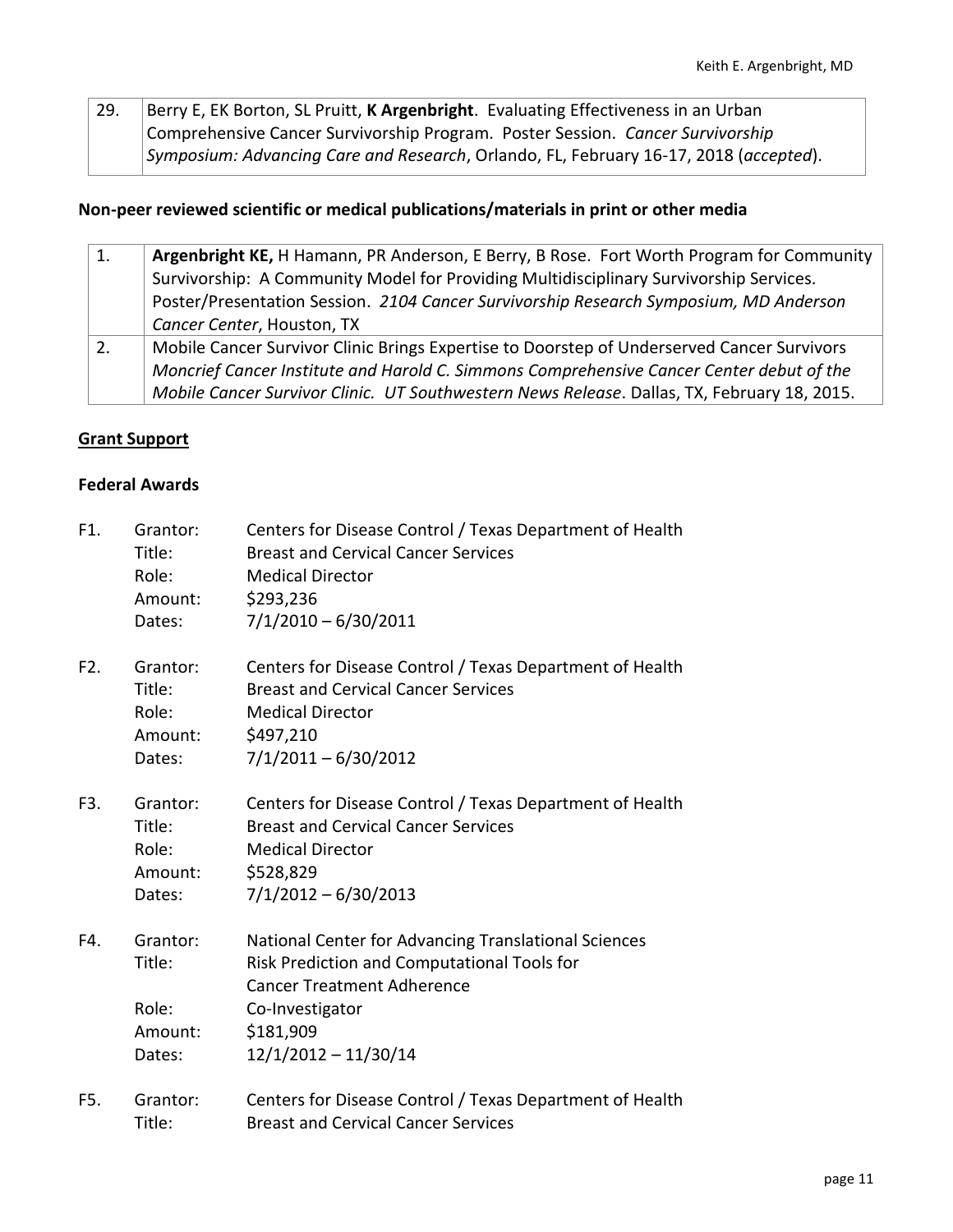| 29. | Berry E, EK Borton, SL Pruitt, **K Argenbright**. Evaluating Effectiveness in an Urban Comprehensive Cancer Survivorship Program. Poster Session. *Cancer Survivorship Symposium: Advancing Care and Research*, Orlando, FL, February 16-17, 2018 (*accepted*). |
|---|---|

### Non-peer reviewed scientific or medical publications/materials in print or other media

| 1. | **Argenbright KE,** H Hamann, PR Anderson, E Berry, B Rose. Fort Worth Program for Community Survivorship: A Community Model for Providing Multidisciplinary Survivorship Services. Poster/Presentation Session. *2104 Cancer Survivorship Research Symposium, MD Anderson Cancer Center*, Houston, TX |
|---|---|
| 2. | Mobile Cancer Survivor Clinic Brings Expertise to Doorstep of Underserved Cancer Survivors *Moncrief Cancer Institute and Harold C. Simmons Comprehensive Cancer Center debut of the Mobile Cancer Survivor Clinic. UT Southwestern News Release*. Dallas, TX, February 18, 2015. |

## Grant Support

### Federal Awards

F1. Grantor: Centers for Disease Control / Texas Department of Health
Title: Breast and Cervical Cancer Services
Role: Medical Director
Amount: $293,236
Dates: 7/1/2010 – 6/30/2011

F2. Grantor: Centers for Disease Control / Texas Department of Health
Title: Breast and Cervical Cancer Services
Role: Medical Director
Amount: $497,210
Dates: 7/1/2011 – 6/30/2012

F3. Grantor: Centers for Disease Control / Texas Department of Health
Title: Breast and Cervical Cancer Services
Role: Medical Director
Amount: $528,829
Dates: 7/1/2012 – 6/30/2013

F4. Grantor: National Center for Advancing Translational Sciences
Title: Risk Prediction and Computational Tools for Cancer Treatment Adherence
Role: Co-Investigator
Amount: $181,909
Dates: 12/1/2012 – 11/30/14

F5. Grantor: Centers for Disease Control / Texas Department of Health
Title: Breast and Cervical Cancer Services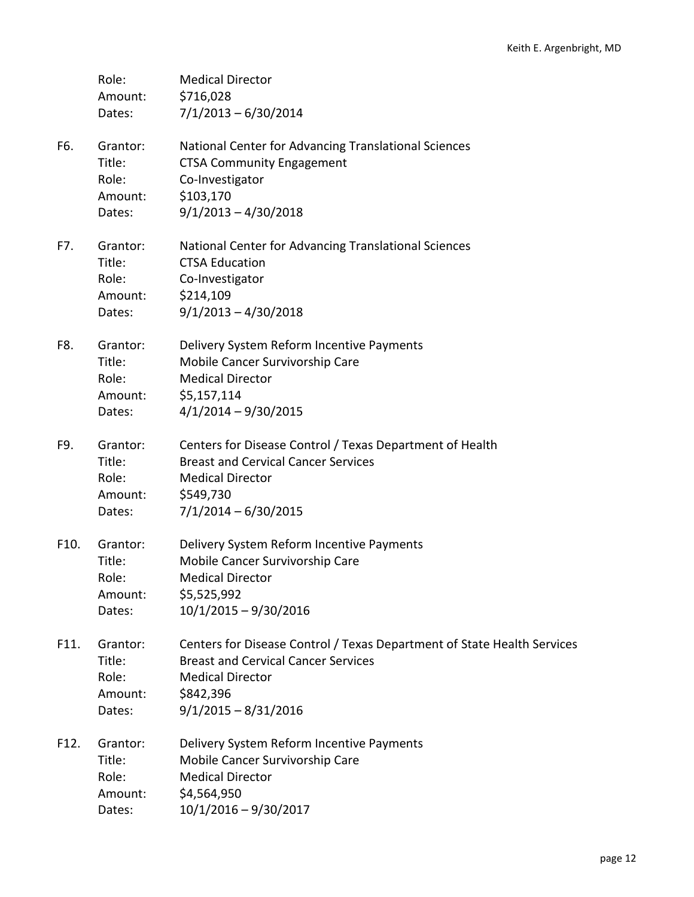Role: Medical Director
Amount: $716,028
Dates: 7/1/2013 – 6/30/2014

F6. Grantor: National Center for Advancing Translational Sciences
Title: CTSA Community Engagement
Role: Co-Investigator
Amount: $103,170
Dates: 9/1/2013 – 4/30/2018

F7. Grantor: National Center for Advancing Translational Sciences
Title: CTSA Education
Role: Co-Investigator
Amount: $214,109
Dates: 9/1/2013 – 4/30/2018

F8. Grantor: Delivery System Reform Incentive Payments
Title: Mobile Cancer Survivorship Care
Role: Medical Director
Amount: $5,157,114
Dates: 4/1/2014 – 9/30/2015

F9. Grantor: Centers for Disease Control / Texas Department of Health
Title: Breast and Cervical Cancer Services
Role: Medical Director
Amount: $549,730
Dates: 7/1/2014 – 6/30/2015

F10. Grantor: Delivery System Reform Incentive Payments
Title: Mobile Cancer Survivorship Care
Role: Medical Director
Amount: $5,525,992
Dates: 10/1/2015 – 9/30/2016

F11. Grantor: Centers for Disease Control / Texas Department of State Health Services
Title: Breast and Cervical Cancer Services
Role: Medical Director
Amount: $842,396
Dates: 9/1/2015 – 8/31/2016

F12. Grantor: Delivery System Reform Incentive Payments
Title: Mobile Cancer Survivorship Care
Role: Medical Director
Amount: $4,564,950
Dates: 10/1/2016 – 9/30/2017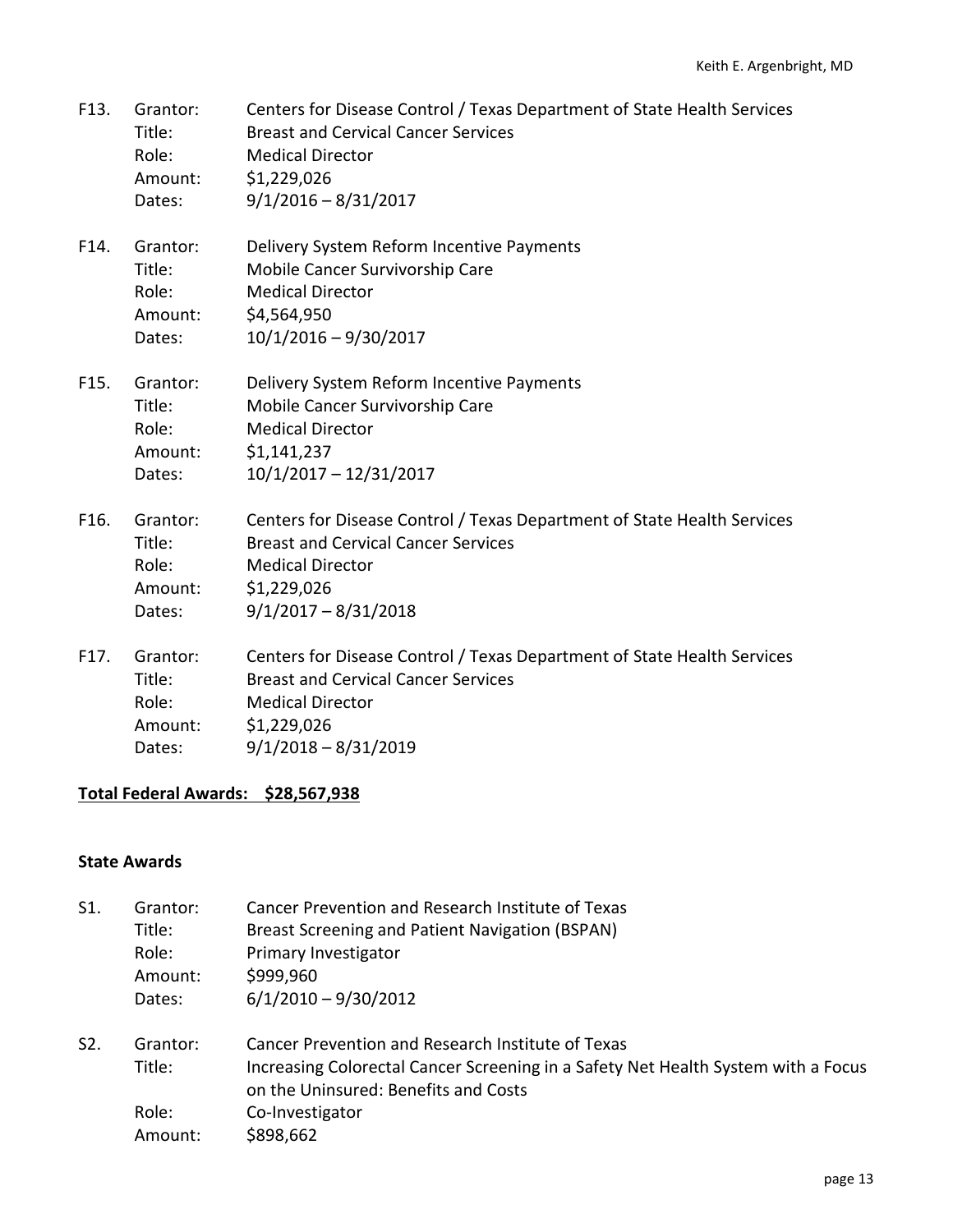F13. Grantor: Centers for Disease Control / Texas Department of State Health Services
Title: Breast and Cervical Cancer Services
Role: Medical Director
Amount: $1,229,026
Dates: 9/1/2016 – 8/31/2017

F14. Grantor: Delivery System Reform Incentive Payments
Title: Mobile Cancer Survivorship Care
Role: Medical Director
Amount: $4,564,950
Dates: 10/1/2016 – 9/30/2017

F15. Grantor: Delivery System Reform Incentive Payments
Title: Mobile Cancer Survivorship Care
Role: Medical Director
Amount: $1,141,237
Dates: 10/1/2017 – 12/31/2017

F16. Grantor: Centers for Disease Control / Texas Department of State Health Services
Title: Breast and Cervical Cancer Services
Role: Medical Director
Amount: $1,229,026
Dates: 9/1/2017 – 8/31/2018

F17. Grantor: Centers for Disease Control / Texas Department of State Health Services
Title: Breast and Cervical Cancer Services
Role: Medical Director
Amount: $1,229,026
Dates: 9/1/2018 – 8/31/2019

**Total Federal Awards: $28,567,938**

**State Awards**

S1. Grantor: Cancer Prevention and Research Institute of Texas
Title: Breast Screening and Patient Navigation (BSPAN)
Role: Primary Investigator
Amount: $999,960
Dates: 6/1/2010 – 9/30/2012

S2. Grantor: Cancer Prevention and Research Institute of Texas
Title: Increasing Colorectal Cancer Screening in a Safety Net Health System with a Focus on the Uninsured: Benefits and Costs
Role: Co-Investigator
Amount: $898,662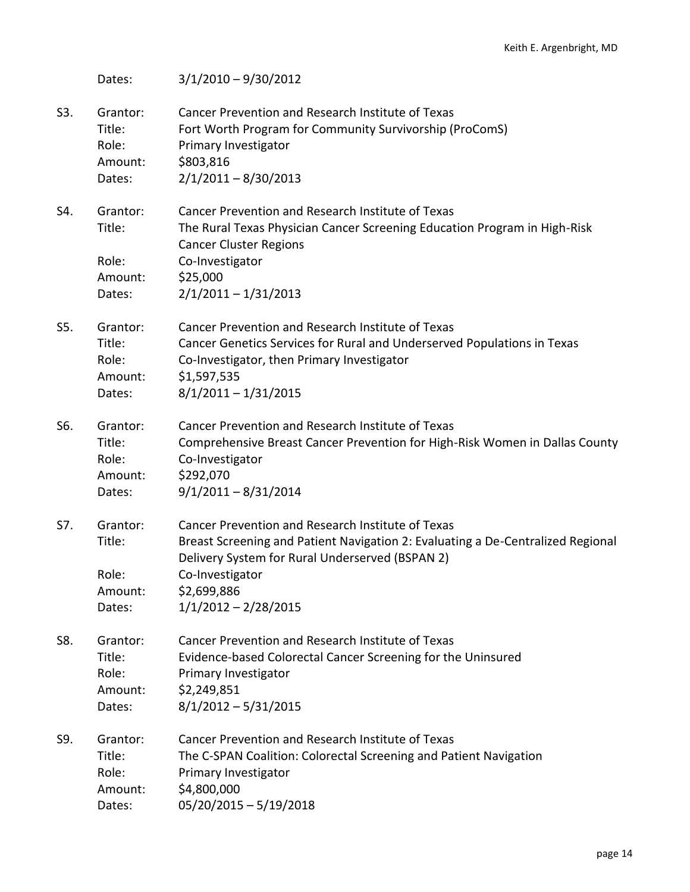Dates: 3/1/2010 – 9/30/2012

S3. Grantor: Cancer Prevention and Research Institute of Texas
Title: Fort Worth Program for Community Survivorship (ProComS)
Role: Primary Investigator
Amount: $803,816
Dates: 2/1/2011 – 8/30/2013

S4. Grantor: Cancer Prevention and Research Institute of Texas
Title: The Rural Texas Physician Cancer Screening Education Program in High-Risk Cancer Cluster Regions
Role: Co-Investigator
Amount: $25,000
Dates: 2/1/2011 – 1/31/2013

S5. Grantor: Cancer Prevention and Research Institute of Texas
Title: Cancer Genetics Services for Rural and Underserved Populations in Texas
Role: Co-Investigator, then Primary Investigator
Amount: $1,597,535
Dates: 8/1/2011 – 1/31/2015

S6. Grantor: Cancer Prevention and Research Institute of Texas
Title: Comprehensive Breast Cancer Prevention for High-Risk Women in Dallas County
Role: Co-Investigator
Amount: $292,070
Dates: 9/1/2011 – 8/31/2014

S7. Grantor: Cancer Prevention and Research Institute of Texas
Title: Breast Screening and Patient Navigation 2: Evaluating a De-Centralized Regional Delivery System for Rural Underserved (BSPAN 2)
Role: Co-Investigator
Amount: $2,699,886
Dates: 1/1/2012 – 2/28/2015

S8. Grantor: Cancer Prevention and Research Institute of Texas
Title: Evidence-based Colorectal Cancer Screening for the Uninsured
Role: Primary Investigator
Amount: $2,249,851
Dates: 8/1/2012 – 5/31/2015

S9. Grantor: Cancer Prevention and Research Institute of Texas
Title: The C-SPAN Coalition: Colorectal Screening and Patient Navigation
Role: Primary Investigator
Amount: $4,800,000
Dates: 05/20/2015 – 5/19/2018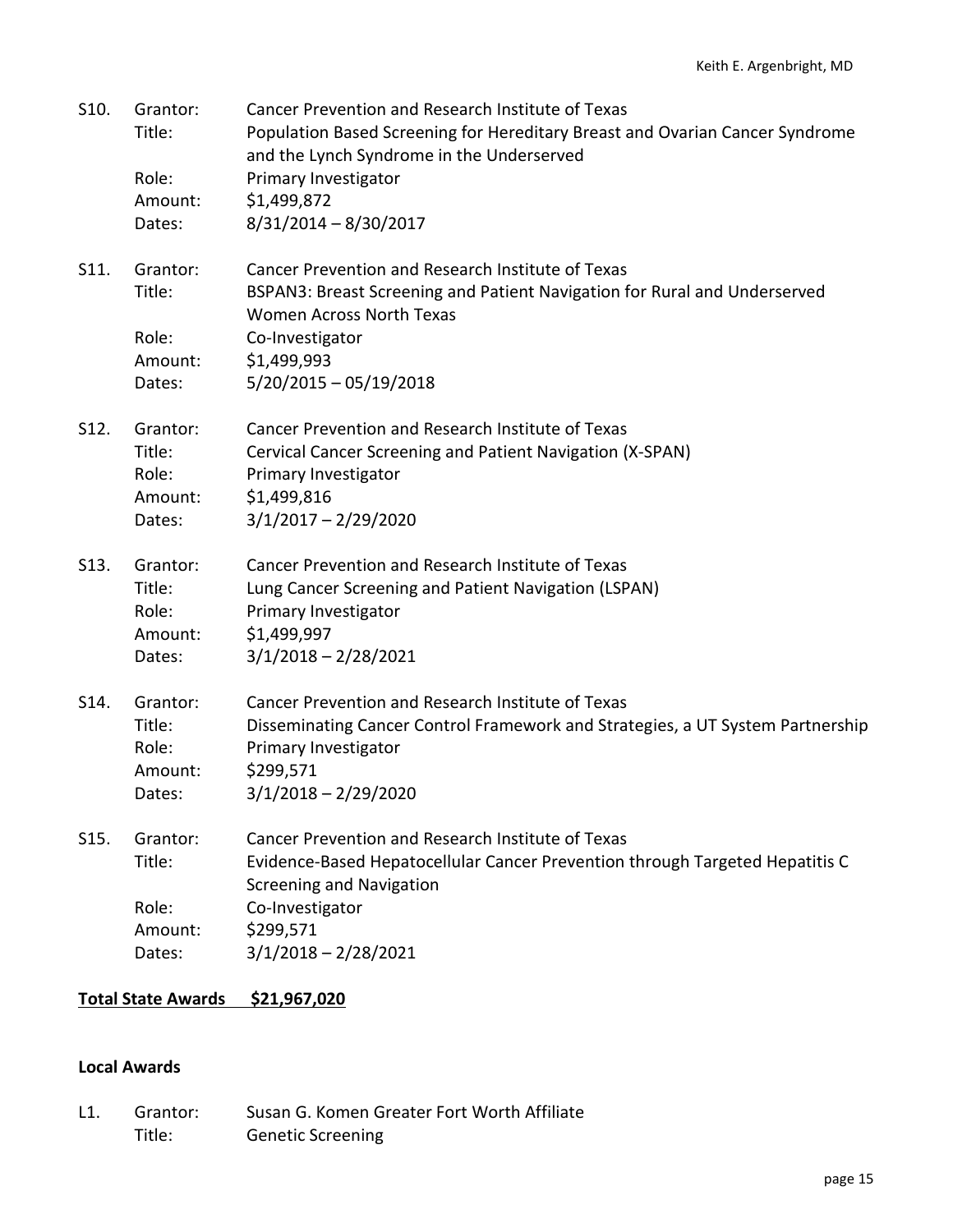S10. Grantor: Cancer Prevention and Research Institute of Texas
Title: Population Based Screening for Hereditary Breast and Ovarian Cancer Syndrome and the Lynch Syndrome in the Underserved
Role: Primary Investigator
Amount: $1,499,872
Dates: 8/31/2014 – 8/30/2017

S11. Grantor: Cancer Prevention and Research Institute of Texas
Title: BSPAN3: Breast Screening and Patient Navigation for Rural and Underserved Women Across North Texas
Role: Co-Investigator
Amount: $1,499,993
Dates: 5/20/2015 – 05/19/2018

S12. Grantor: Cancer Prevention and Research Institute of Texas
Title: Cervical Cancer Screening and Patient Navigation (X-SPAN)
Role: Primary Investigator
Amount: $1,499,816
Dates: 3/1/2017 – 2/29/2020

S13. Grantor: Cancer Prevention and Research Institute of Texas
Title: Lung Cancer Screening and Patient Navigation (LSPAN)
Role: Primary Investigator
Amount: $1,499,997
Dates: 3/1/2018 – 2/28/2021

S14. Grantor: Cancer Prevention and Research Institute of Texas
Title: Disseminating Cancer Control Framework and Strategies, a UT System Partnership
Role: Primary Investigator
Amount: $299,571
Dates: 3/1/2018 – 2/29/2020

S15. Grantor: Cancer Prevention and Research Institute of Texas
Title: Evidence-Based Hepatocellular Cancer Prevention through Targeted Hepatitis C Screening and Navigation
Role: Co-Investigator
Amount: $299,571
Dates: 3/1/2018 – 2/28/2021

**Total State Awards $21,967,020**

**Local Awards**

L1. Grantor: Susan G. Komen Greater Fort Worth Affiliate
Title: Genetic Screening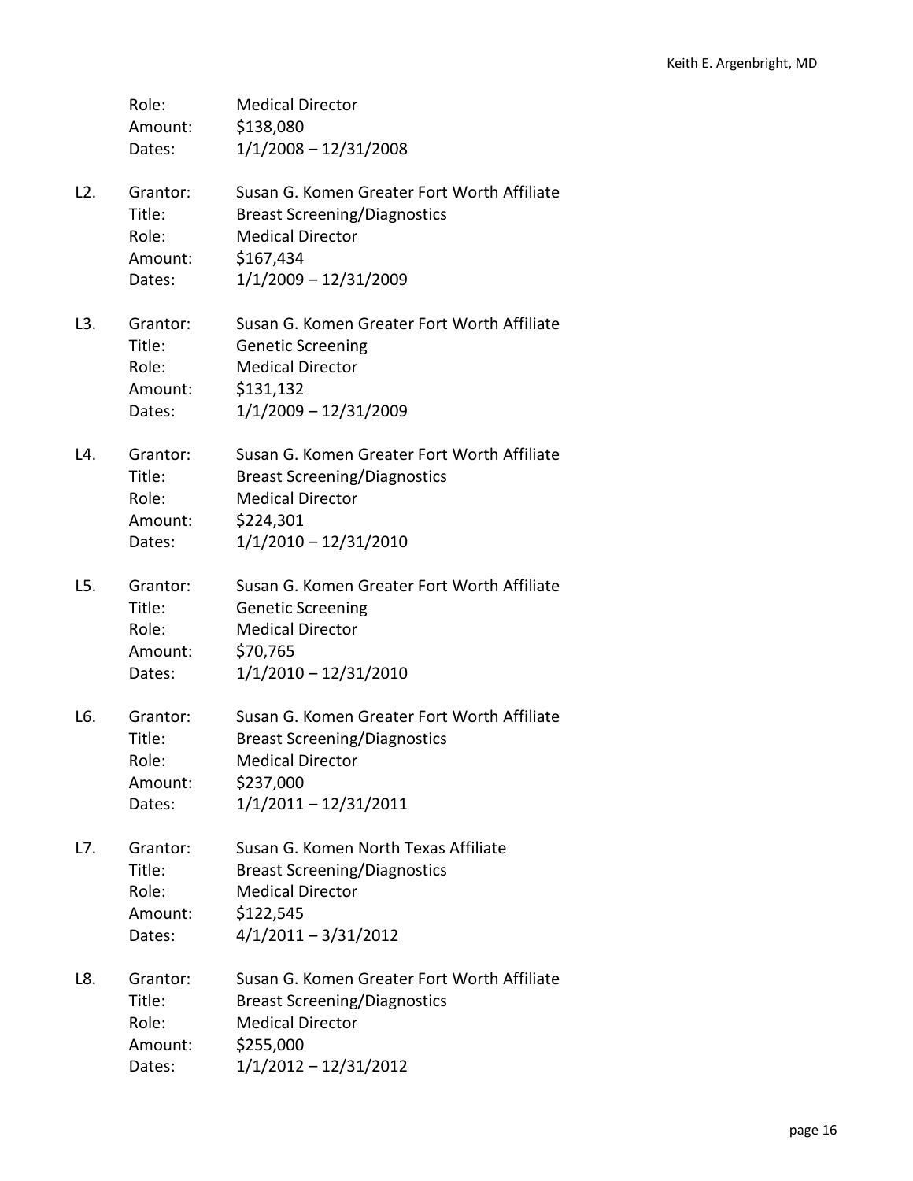Role: Medical Director
Amount: $138,080
Dates: 1/1/2008 – 12/31/2008

L2. Grantor: Susan G. Komen Greater Fort Worth Affiliate
Title: Breast Screening/Diagnostics
Role: Medical Director
Amount: $167,434
Dates: 1/1/2009 – 12/31/2009

L3. Grantor: Susan G. Komen Greater Fort Worth Affiliate
Title: Genetic Screening
Role: Medical Director
Amount: $131,132
Dates: 1/1/2009 – 12/31/2009

L4. Grantor: Susan G. Komen Greater Fort Worth Affiliate
Title: Breast Screening/Diagnostics
Role: Medical Director
Amount: $224,301
Dates: 1/1/2010 – 12/31/2010

L5. Grantor: Susan G. Komen Greater Fort Worth Affiliate
Title: Genetic Screening
Role: Medical Director
Amount: $70,765
Dates: 1/1/2010 – 12/31/2010

L6. Grantor: Susan G. Komen Greater Fort Worth Affiliate
Title: Breast Screening/Diagnostics
Role: Medical Director
Amount: $237,000
Dates: 1/1/2011 – 12/31/2011

L7. Grantor: Susan G. Komen North Texas Affiliate
Title: Breast Screening/Diagnostics
Role: Medical Director
Amount: $122,545
Dates: 4/1/2011 – 3/31/2012

L8. Grantor: Susan G. Komen Greater Fort Worth Affiliate
Title: Breast Screening/Diagnostics
Role: Medical Director
Amount: $255,000
Dates: 1/1/2012 – 12/31/2012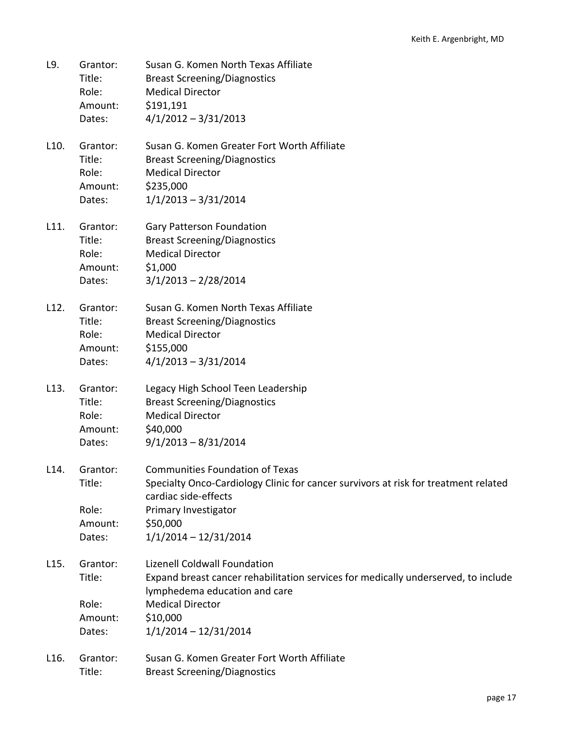L9. Grantor: Susan G. Komen North Texas Affiliate
Title: Breast Screening/Diagnostics
Role: Medical Director
Amount: $191,191
Dates: 4/1/2012 – 3/31/2013

L10. Grantor: Susan G. Komen Greater Fort Worth Affiliate
Title: Breast Screening/Diagnostics
Role: Medical Director
Amount: $235,000
Dates: 1/1/2013 – 3/31/2014

L11. Grantor: Gary Patterson Foundation
Title: Breast Screening/Diagnostics
Role: Medical Director
Amount: $1,000
Dates: 3/1/2013 – 2/28/2014

L12. Grantor: Susan G. Komen North Texas Affiliate
Title: Breast Screening/Diagnostics
Role: Medical Director
Amount: $155,000
Dates: 4/1/2013 – 3/31/2014

L13. Grantor: Legacy High School Teen Leadership
Title: Breast Screening/Diagnostics
Role: Medical Director
Amount: $40,000
Dates: 9/1/2013 – 8/31/2014

L14. Grantor: Communities Foundation of Texas
Title: Specialty Onco-Cardiology Clinic for cancer survivors at risk for treatment related cardiac side-effects
Role: Primary Investigator
Amount: $50,000
Dates: 1/1/2014 – 12/31/2014

L15. Grantor: Lizenell Coldwall Foundation
Title: Expand breast cancer rehabilitation services for medically underserved, to include lymphedema education and care
Role: Medical Director
Amount: $10,000
Dates: 1/1/2014 – 12/31/2014

L16. Grantor: Susan G. Komen Greater Fort Worth Affiliate
Title: Breast Screening/Diagnostics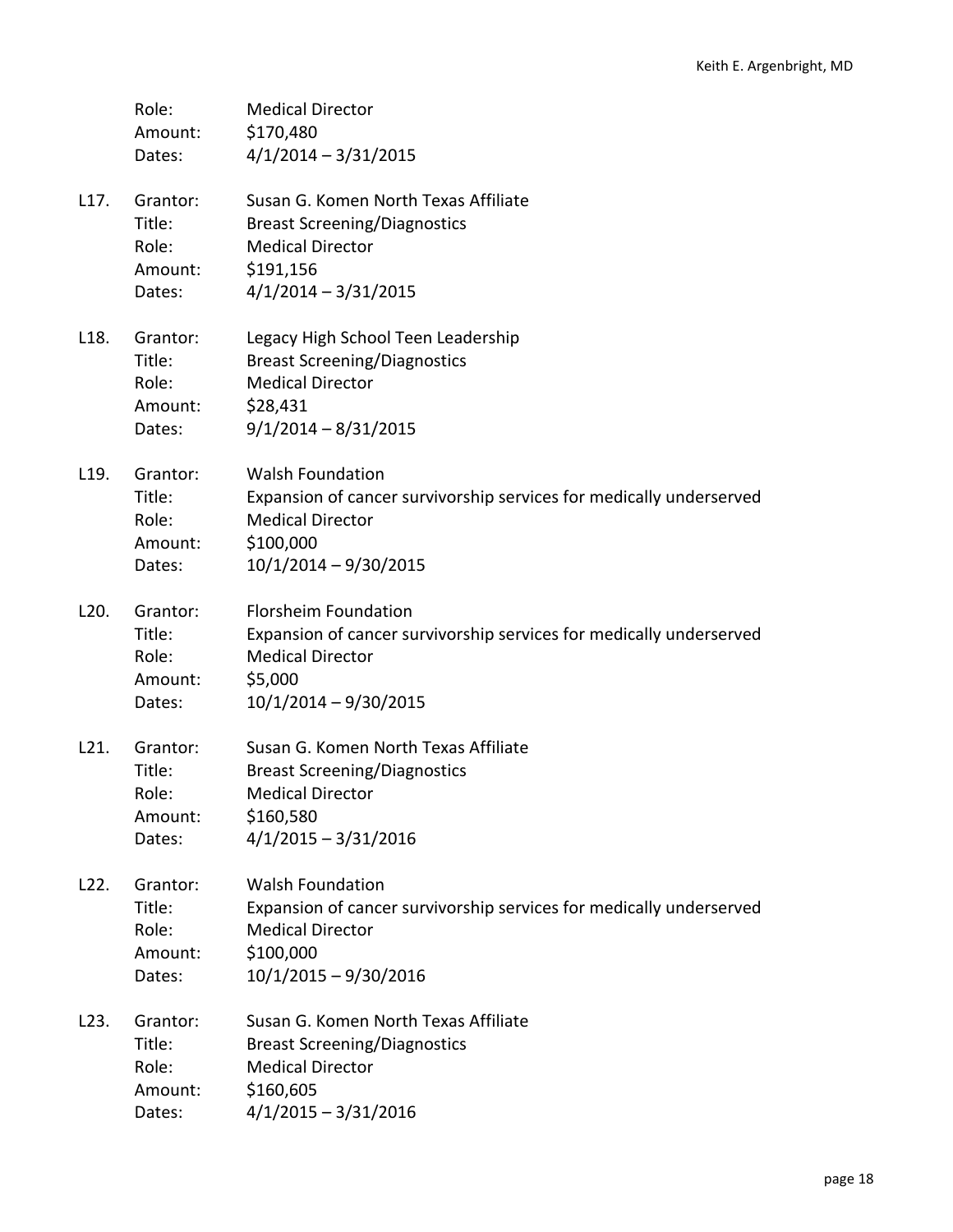Role: Medical Director
Amount: $170,480
Dates: 4/1/2014 – 3/31/2015

L17. Grantor: Susan G. Komen North Texas Affiliate
Title: Breast Screening/Diagnostics
Role: Medical Director
Amount: $191,156
Dates: 4/1/2014 – 3/31/2015

L18. Grantor: Legacy High School Teen Leadership
Title: Breast Screening/Diagnostics
Role: Medical Director
Amount: $28,431
Dates: 9/1/2014 – 8/31/2015

L19. Grantor: Walsh Foundation
Title: Expansion of cancer survivorship services for medically underserved
Role: Medical Director
Amount: $100,000
Dates: 10/1/2014 – 9/30/2015

L20. Grantor: Florsheim Foundation
Title: Expansion of cancer survivorship services for medically underserved
Role: Medical Director
Amount: $5,000
Dates: 10/1/2014 – 9/30/2015

L21. Grantor: Susan G. Komen North Texas Affiliate
Title: Breast Screening/Diagnostics
Role: Medical Director
Amount: $160,580
Dates: 4/1/2015 – 3/31/2016

L22. Grantor: Walsh Foundation
Title: Expansion of cancer survivorship services for medically underserved
Role: Medical Director
Amount: $100,000
Dates: 10/1/2015 – 9/30/2016

L23. Grantor: Susan G. Komen North Texas Affiliate
Title: Breast Screening/Diagnostics
Role: Medical Director
Amount: $160,605
Dates: 4/1/2015 – 3/31/2016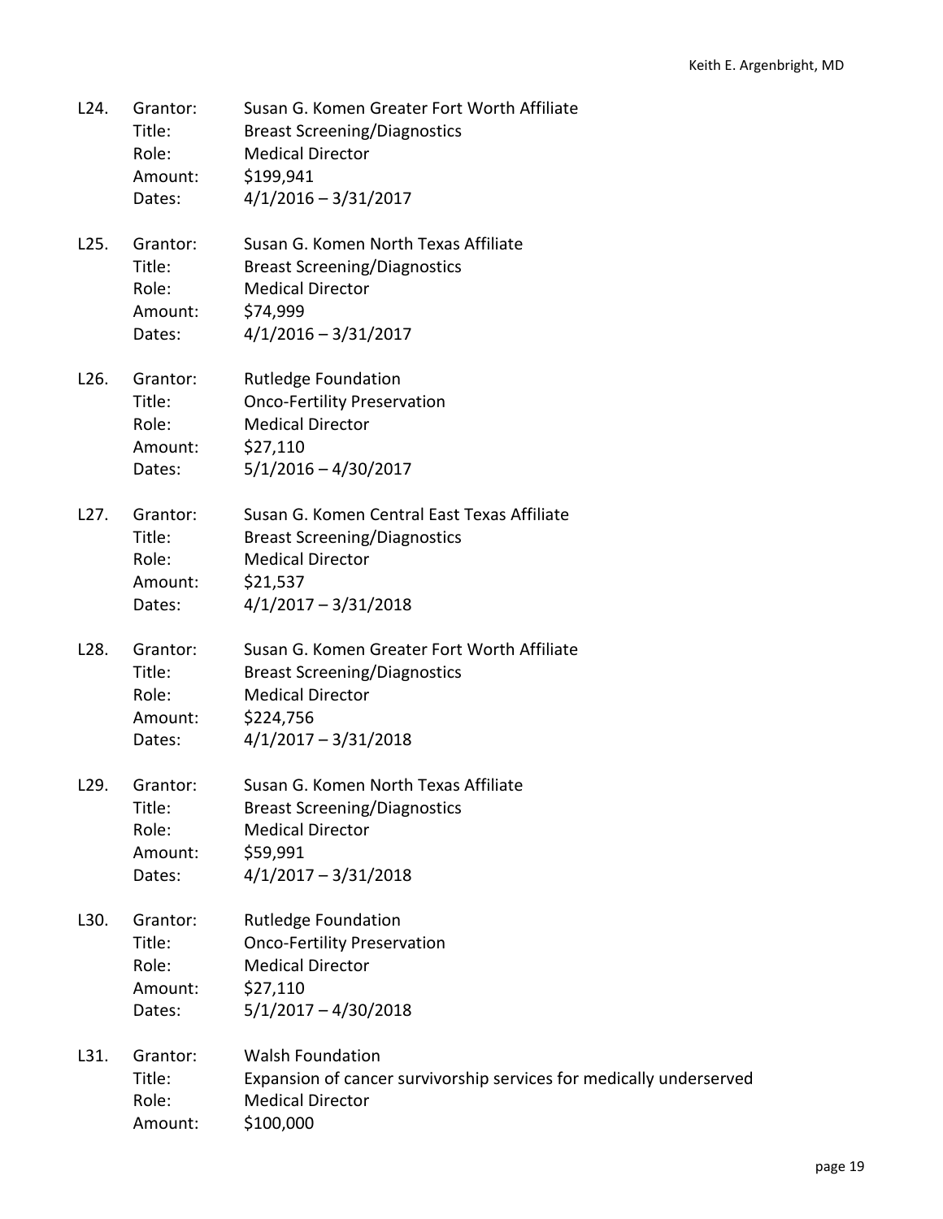L24. Grantor: Susan G. Komen Greater Fort Worth Affiliate
Title: Breast Screening/Diagnostics
Role: Medical Director
Amount: $199,941
Dates: 4/1/2016 – 3/31/2017

L25. Grantor: Susan G. Komen North Texas Affiliate
Title: Breast Screening/Diagnostics
Role: Medical Director
Amount: $74,999
Dates: 4/1/2016 – 3/31/2017

L26. Grantor: Rutledge Foundation
Title: Onco-Fertility Preservation
Role: Medical Director
Amount: $27,110
Dates: 5/1/2016 – 4/30/2017

L27. Grantor: Susan G. Komen Central East Texas Affiliate
Title: Breast Screening/Diagnostics
Role: Medical Director
Amount: $21,537
Dates: 4/1/2017 – 3/31/2018

L28. Grantor: Susan G. Komen Greater Fort Worth Affiliate
Title: Breast Screening/Diagnostics
Role: Medical Director
Amount: $224,756
Dates: 4/1/2017 – 3/31/2018

L29. Grantor: Susan G. Komen North Texas Affiliate
Title: Breast Screening/Diagnostics
Role: Medical Director
Amount: $59,991
Dates: 4/1/2017 – 3/31/2018

L30. Grantor: Rutledge Foundation
Title: Onco-Fertility Preservation
Role: Medical Director
Amount: $27,110
Dates: 5/1/2017 – 4/30/2018

L31. Grantor: Walsh Foundation
Title: Expansion of cancer survivorship services for medically underserved
Role: Medical Director
Amount: $100,000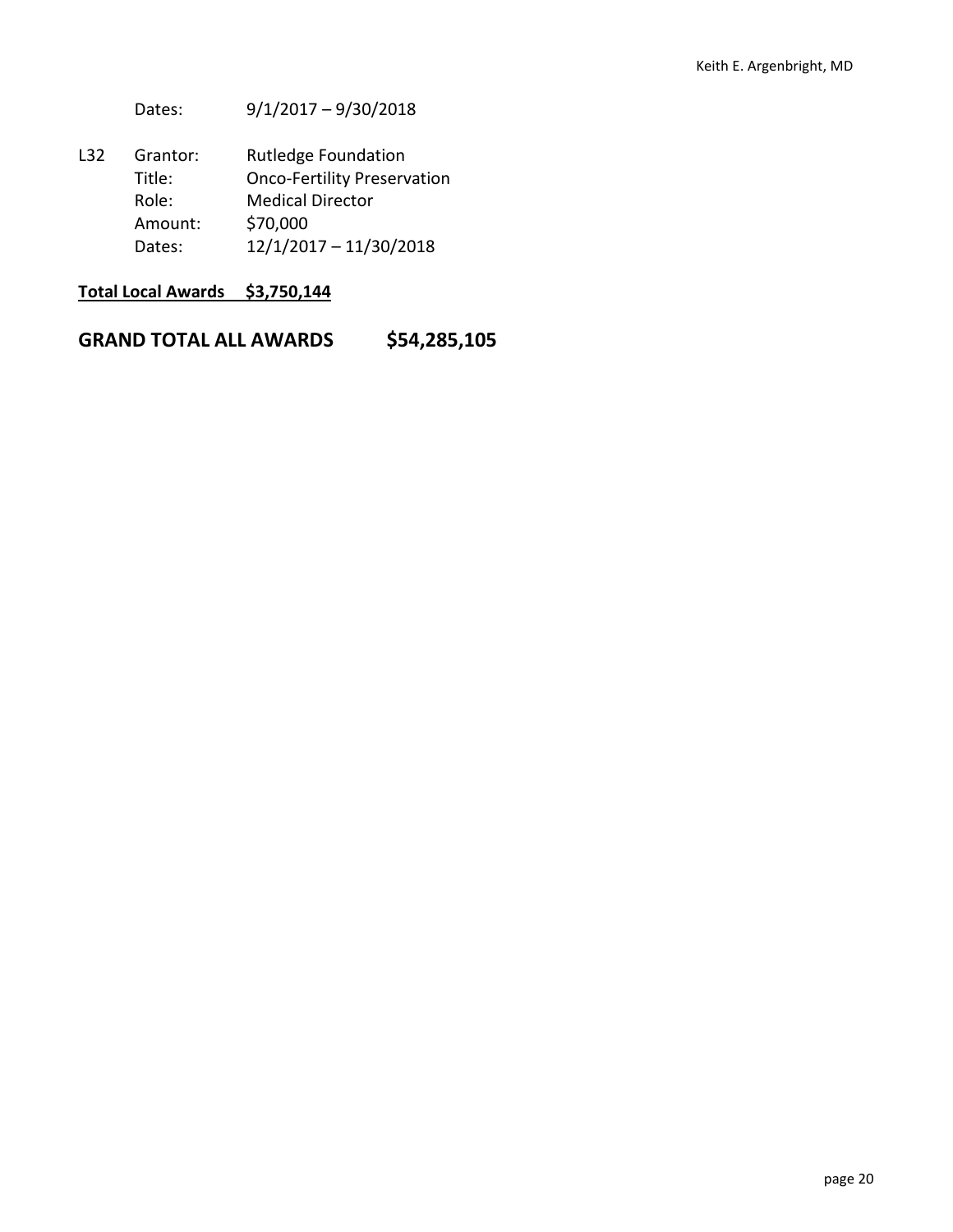Dates: 9/1/2017 – 9/30/2018

L32 Grantor: Rutledge Foundation
Title: Onco-Fertility Preservation
Role: Medical Director
Amount: \$70,000
Dates: 12/1/2017 – 11/30/2018

**Total Local Awards \$3,750,144**

## GRANT TOTAL ALL AWARDS \$54,285,105

Dates: 9/1/2017 – 9/30/2018

L32 Grantor: Rutledge Foundation
Title: Onco-Fertility Preservation
Role: Medical Director
Amount: $70,000
Dates: 12/1/2017 – 11/30/2018

**Total Local Awards $3,750,144**

## GRAND TOTAL ALL AWARDS $54,285,105